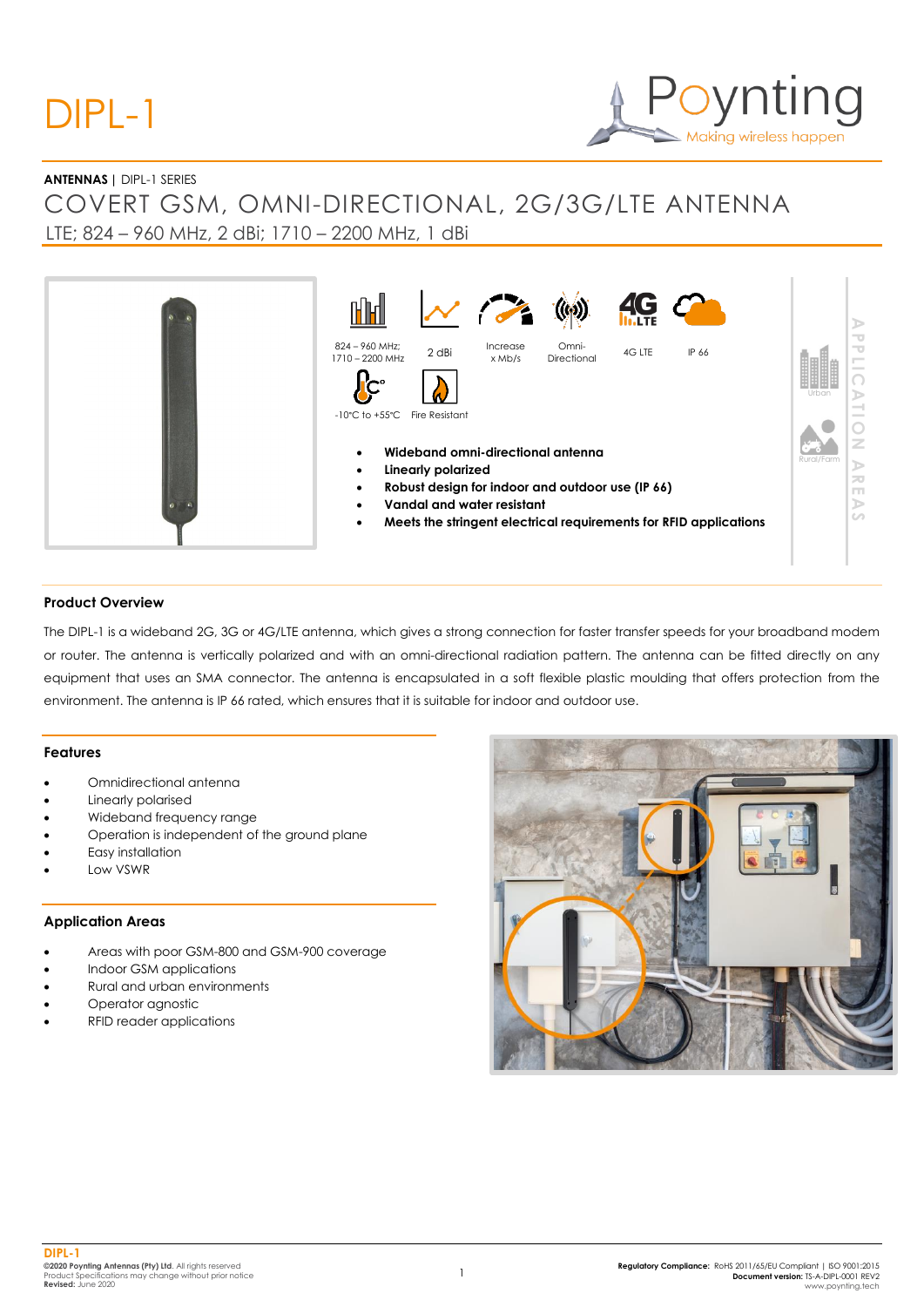# DIPL-1

**ANTENNAS** | DIPL-1 SERIES

## COVERT GSM, OMNI-DIRECTIONAL, 2G/3G/LTE ANTENNA

LTE; 824 – 960 MHz, 2 dBi; 1710 – 2200 MHz, 1 dBi

824 – 960 MHz; 1710 – 2200 MHz | 2 dBi | Increase x Mb/s | Omni-Directional | 4G LTE | IP 66

-10°C to +55°C | Fire Resistant

- **Wideband omni-directional antenna**
- **Linearly polarized**
- **Robust design for indoor and outdoor use (IP 66)**
- **Vandal and water resistant**
- **Meets the stringent electrical requirements for RFID applications**

APPLICATION AREAS: Urban, Rural/Farm

### Product Overview

The DIPL-1 is a wideband 2G, 3G or 4G/LTE antenna, which gives a strong connection for faster transfer speeds for your broadband modem or router. The antenna is vertically polarized and with an omni-directional radiation pattern. The antenna can be fitted directly on any equipment that uses an SMA connector. The antenna is encapsulated in a soft flexible plastic moulding that offers protection from the environment. The antenna is IP 66 rated, which ensures that it is suitable for indoor and outdoor use.

### Features

- Omnidirectional antenna
- Linearly polarised
- Wideband frequency range
- Operation is independent of the ground plane
- Easy installation
- Low VSWR

### Application Areas

- Areas with poor GSM-800 and GSM-900 coverage
- Indoor GSM applications
- Rural and urban environments
- Operator agnostic
- RFID reader applications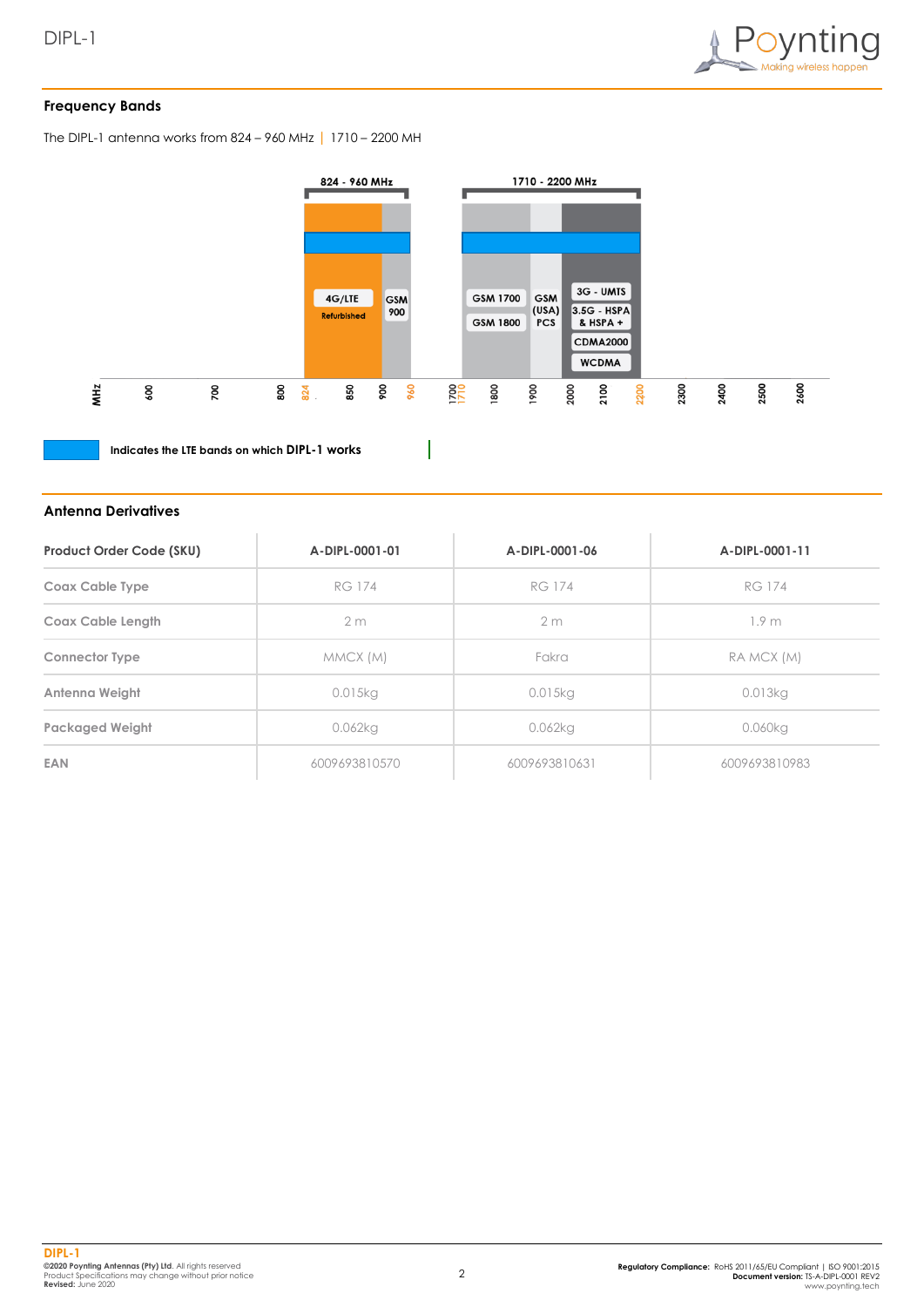## Frequency Bands

The DIPL-1 antenna works from 824 – 960 MHz | 1710 – 2200 MH

824 - 960 MHz

1710 - 2200 MHz

4G/LTE Refurbished

GSM 900

GSM 1700

GSM 1800

GSM (USA) PCS

3G - UMTS

3.5G - HSPA & HSPA +

CDMA2000

WCDMA

MHz 600 700 800 824 850 900 960 1700 1710 1800 1900 2000 2100 2200 2300 2400 2500 2600

Indicates the LTE bands on which **DIPL-1** works

## Antenna Derivatives

| Product Order Code (SKU) | A-DIPL-0001-01 | A-DIPL-0001-06 | A-DIPL-0001-11 |
|---|---|---|---|
| Coax Cable Type | RG 174 | RG 174 | RG 174 |
| Coax Cable Length | 2 m | 2 m | 1.9 m |
| Connector Type | MMCX (M) | Fakra | RA MCX (M) |
| Antenna Weight | 0.015kg | 0.015kg | 0.013kg |
| Packaged Weight | 0.062kg | 0.062kg | 0.060kg |
| EAN | 6009693810570 | 6009693810631 | 6009693810983 |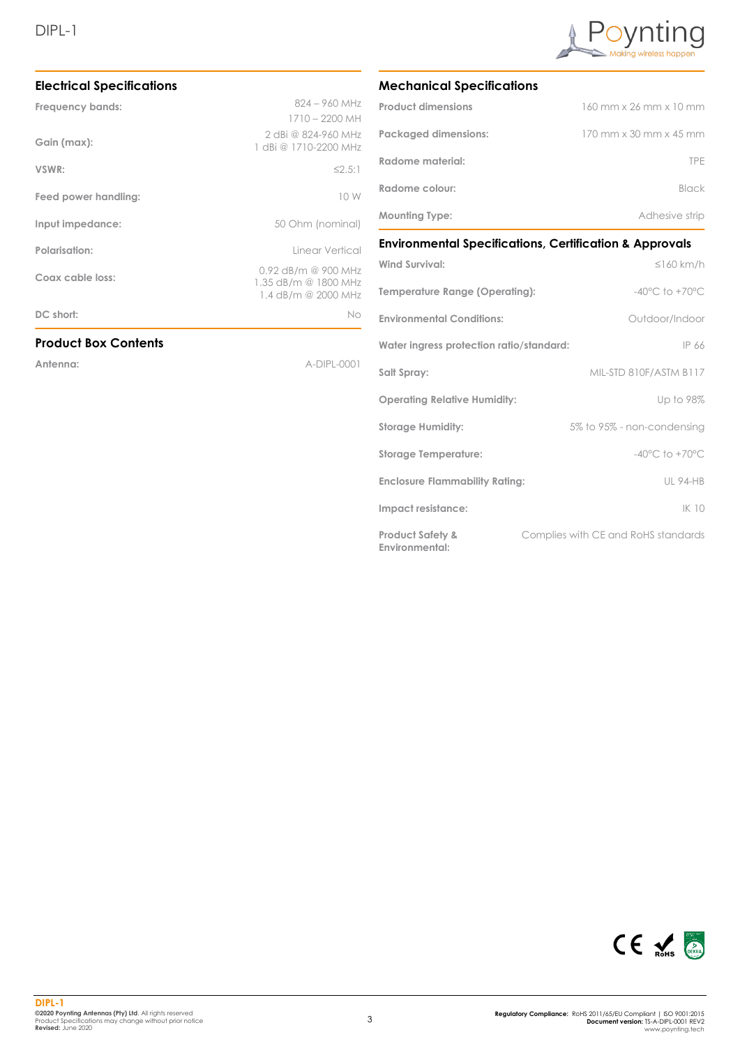## Electrical Specifications

| | |
|---|---|
| **Frequency bands:** | 824 – 960 MHz<br>1710 – 2200 MH |
| **Gain (max):** | 2 dBi @ 824-960 MHz<br>1 dBi @ 1710-2200 MHz |
| **VSWR:** | ≤2.5:1 |
| **Feed power handling:** | 10 W |
| **Input impedance:** | 50 Ohm (nominal) |
| **Polarisation:** | Linear Vertical |
| **Coax cable loss:** | 0.92 dB/m @ 900 MHz<br>1.35 dB/m @ 1800 MHz<br>1.4 dB/m @ 2000 MHz |
| **DC short:** | No |

## Product Box Contents

| | |
|---|---|
| **Antenna:** | A-DIPL-0001 |

## Mechanical Specifications

| | |
|---|---|
| **Product dimensions** | 160 mm x 26 mm x 10 mm |
| **Packaged dimensions:** | 170 mm x 30 mm x 45 mm |
| **Radome material:** | TPE |
| **Radome colour:** | Black |
| **Mounting Type:** | Adhesive strip |

## Environmental Specifications, Certification & Approvals

| | |
|---|---|
| **Wind Survival:** | ≤160 km/h |
| **Temperature Range (Operating):** | -40°C to +70°C |
| **Environmental Conditions:** | Outdoor/Indoor |
| **Water ingress protection ratio/standard:** | IP 66 |
| **Salt Spray:** | MIL-STD 810F/ASTM B117 |
| **Operating Relative Humidity:** | Up to 98% |
| **Storage Humidity:** | 5% to 95% - non-condensing |
| **Storage Temperature:** | -40°C to +70°C |
| **Enclosure Flammability Rating:** | UL 94-HB |
| **Impact resistance:** | IK 10 |
| **Product Safety & Environmental:** | Complies with CE and RoHS standards |

**DIPL-1**
**©2020 Poynting Antennas (Pty) Ltd.** All rights reserved
Product Specifications may change without prior notice
**Revised:** June 2020

**Regulatory Compliance:** RoHS 2011/65/EU Compliant | ISO 9001:2015
**Document version:** TS-A-DIPL-0001 REV2
www.poynting.tech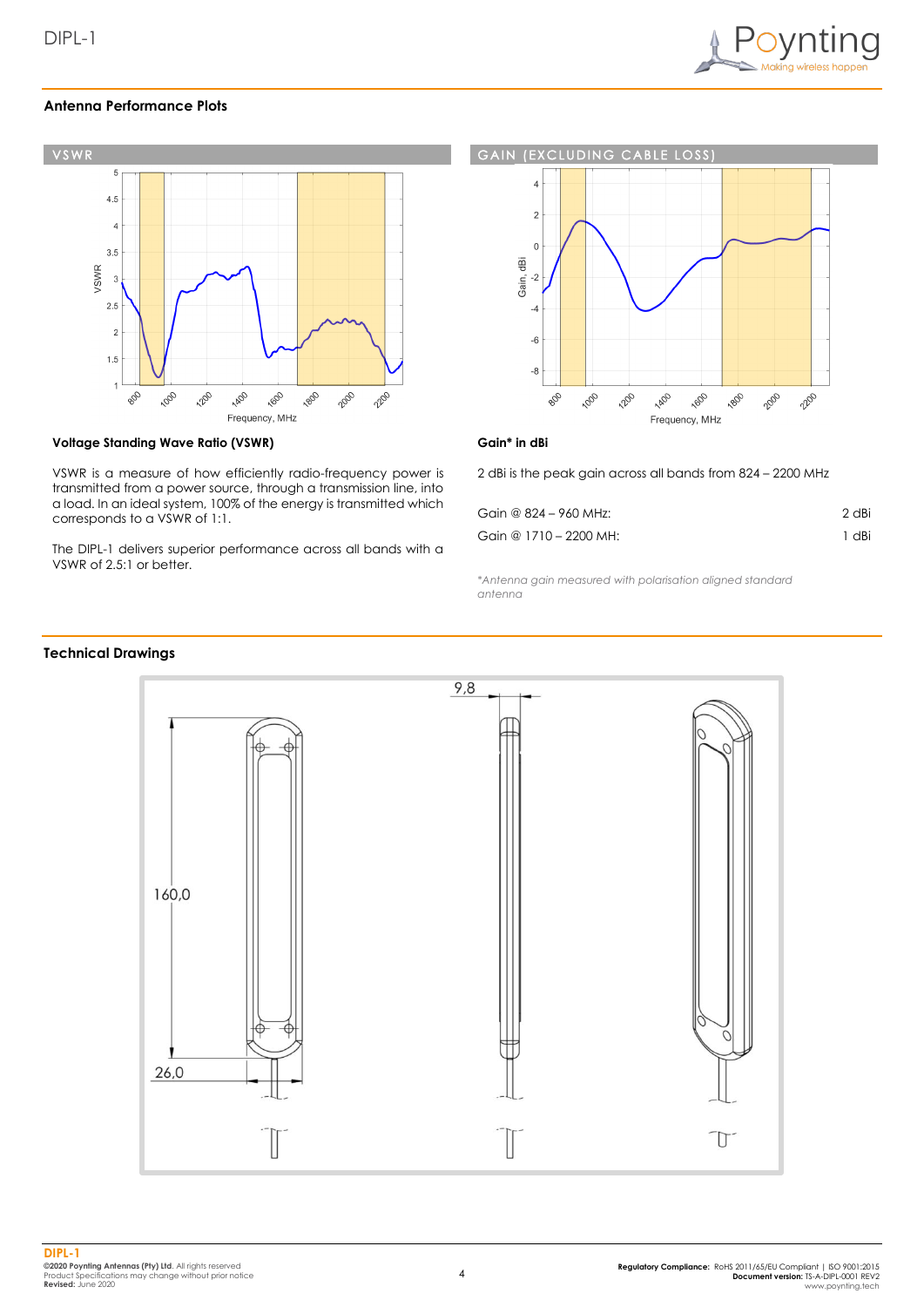## Antenna Performance Plots

VSWR

GAIN (EXCLUDING CABLE LOSS)

### Voltage Standing Wave Ratio (VSWR)

VSWR is a measure of how efficiently radio-frequency power is transmitted from a power source, through a transmission line, into a load. In an ideal system, 100% of the energy is transmitted which corresponds to a VSWR of 1:1.

The DIPL-1 delivers superior performance across all bands with a VSWR of 2.5:1 or better.

### Gain* in dBi

2 dBi is the peak gain across all bands from 824 – 2200 MHz

| | |
|---|---|
| Gain @ 824 – 960 MHz: | 2 dBi |
| Gain @ 1710 – 2200 MH: | 1 dBi |

*\*Antenna gain measured with polarisation aligned standard antenna*

## Technical Drawings

9,8

160,0

26,0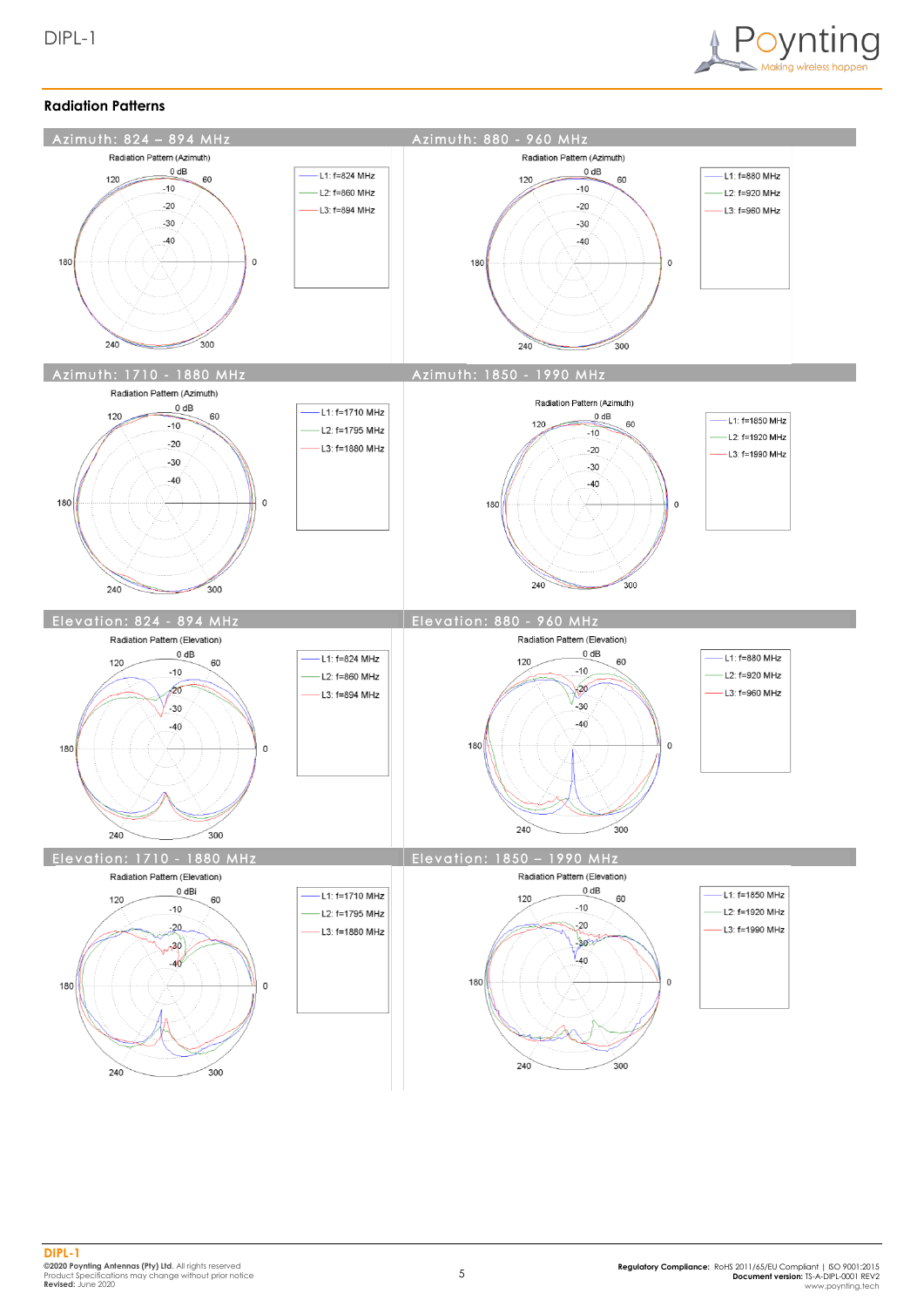## Radiation Patterns

### Azimuth: 824 – 894 MHz

Radiation Pattern (Azimuth)

- L1: f=824 MHz
- L2: f=860 MHz
- L3: f=894 MHz

### Azimuth: 880 - 960 MHz

Radiation Pattern (Azimuth)

- L1: f=880 MHz
- L2: f=920 MHz
- L3: f=960 MHz

### Azimuth: 1710 - 1880 MHz

Radiation Pattern (Azimuth)

- L1: f=1710 MHz
- L2: f=1795 MHz
- L3: f=1880 MHz

### Azimuth: 1850 - 1990 MHz

Radiation Pattern (Azimuth)

- L1: f=1850 MHz
- L2: f=1920 MHz
- L3: f=1990 MHz

### Elevation: 824 - 894 MHz

Radiation Pattern (Elevation)

- L1: f=824 MHz
- L2: f=860 MHz
- L3: f=894 MHz

### Elevation: 880 - 960 MHz

Radiation Pattern (Elevation)

- L1: f=880 MHz
- L2: f=920 MHz
- L3: f=960 MHz

### Elevation: 1710 - 1880 MHz

Radiation Pattern (Elevation)

- L1: f=1710 MHz
- L2: f=1795 MHz
- L3: f=1880 MHz

### Elevation: 1850 – 1990 MHz

Radiation Pattern (Elevation)

- L1: f=1850 MHz
- L2: f=1920 MHz
- L3: f=1990 MHz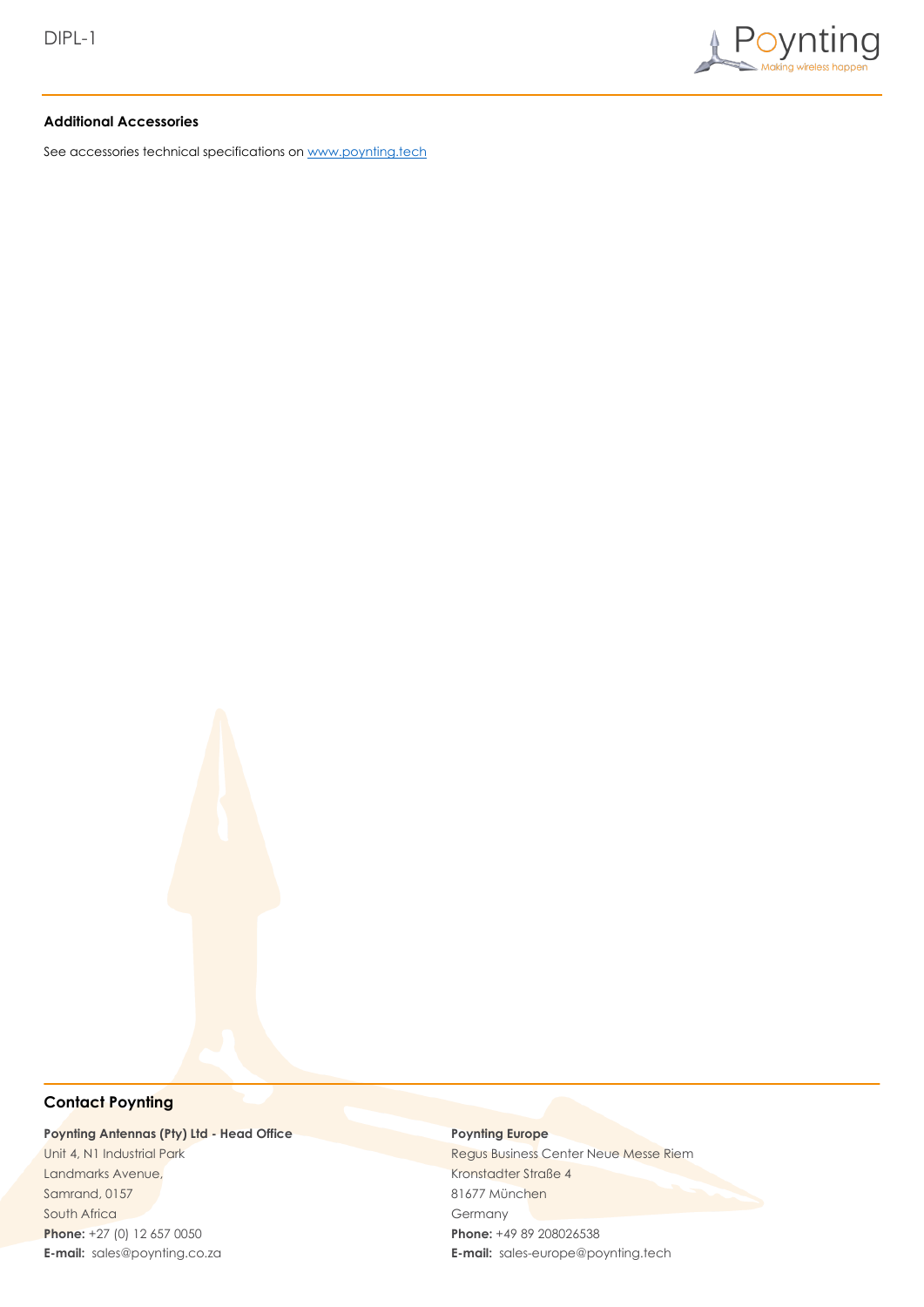### Additional Accessories

See accessories technical specifications on [www.poynting.tech](www.poynting.tech)

## Contact Poynting

**Poynting Antennas (Pty) Ltd - Head Office**
Unit 4, N1 Industrial Park
Landmarks Avenue,
Samrand, 0157
South Africa
**Phone:** +27 (0) 12 657 0050
**E-mail:** sales@poynting.co.za

**Poynting Europe**
Regus Business Center Neue Messe Riem
Kronstadter Straße 4
81677 München
Germany
**Phone:** +49 89 208026538
**E-mail:** sales-europe@poynting.tech